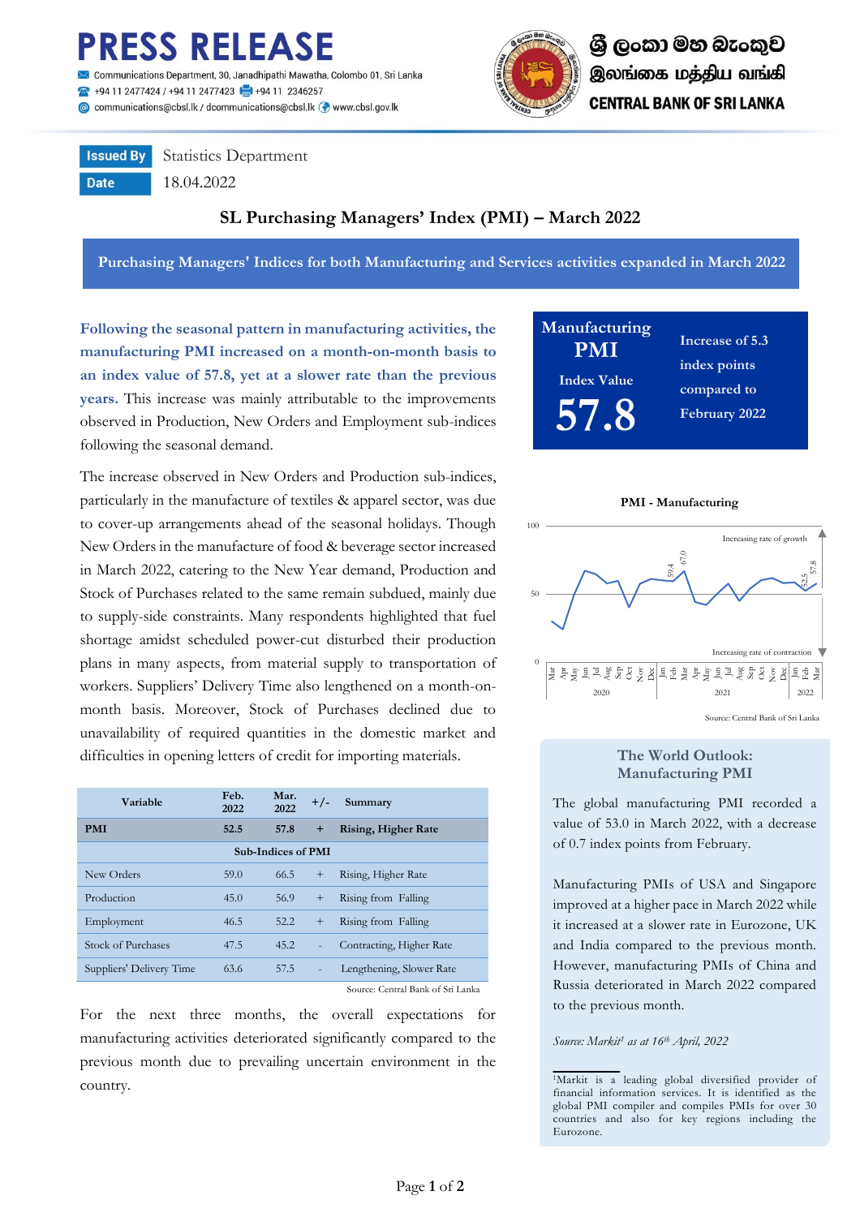# PRESS RELEASE

Communications Department, 30, Janadhipathi Mawatha, Colombo 01, Sri Lanka
+94 11 2477424 / +94 11 2477423 +94 11 2346257
communications@cbsl.lk / dcommunications@cbsl.lk www.cbsl.gov.lk

ශ්‍රී ලංකා මහ බැංකුව
இலங்கை மத்திய வங்கி
CENTRAL BANK OF SRI LANKA

| Issued By | Statistics Department |
|---|---|
| Date | 18.04.2022 |

## SL Purchasing Managers' Index (PMI) – March 2022

**Purchasing Managers' Indices for both Manufacturing and Services activities expanded in March 2022**

**Following the seasonal pattern in manufacturing activities, the manufacturing PMI increased on a month-on-month basis to an index value of 57.8, yet at a slower rate than the previous years.** This increase was mainly attributable to the improvements observed in Production, New Orders and Employment sub-indices following the seasonal demand.

The increase observed in New Orders and Production sub-indices, particularly in the manufacture of textiles & apparel sector, was due to cover-up arrangements ahead of the seasonal holidays. Though New Orders in the manufacture of food & beverage sector increased in March 2022, catering to the New Year demand, Production and Stock of Purchases related to the same remain subdued, mainly due to supply-side constraints. Many respondents highlighted that fuel shortage amidst scheduled power-cut disturbed their production plans in many aspects, from material supply to transportation of workers. Suppliers' Delivery Time also lengthened on a month-on-month basis. Moreover, Stock of Purchases declined due to unavailability of required quantities in the domestic market and difficulties in opening letters of credit for importing materials.

| Variable | Feb. 2022 | Mar. 2022 | +/- | Summary |
|---|---|---|---|---|
| **PMI** | **52.5** | **57.8** | **+** | **Rising, Higher Rate** |
| **Sub-Indices of PMI** | | | | |
| New Orders | 59.0 | 66.5 | + | Rising, Higher Rate |
| Production | 45.0 | 56.9 | + | Rising from Falling |
| Employment | 46.5 | 52.2 | + | Rising from Falling |
| Stock of Purchases | 47.5 | 45.2 | - | Contracting, Higher Rate |
| Suppliers' Delivery Time | 63.6 | 57.5 | - | Lengthening, Slower Rate |

Source: Central Bank of Sri Lanka

For the next three months, the overall expectations for manufacturing activities deteriorated significantly compared to the previous month due to prevailing uncertain environment in the country.

**Manufacturing PMI**
**Index Value**
**57.8**
**Increase of 5.3 index points compared to February 2022**

**PMI - Manufacturing**

Source: Central Bank of Sri Lanka

### The World Outlook: Manufacturing PMI

The global manufacturing PMI recorded a value of 53.0 in March 2022, with a decrease of 0.7 index points from February.

Manufacturing PMIs of USA and Singapore improved at a higher pace in March 2022 while it increased at a slower rate in Eurozone, UK and India compared to the previous month. However, manufacturing PMIs of China and Russia deteriorated in March 2022 compared to the previous month.

*Source: Markit[1] as at 16th April, 2022*

[1]Markit is a leading global diversified provider of financial information services. It is identified as the global PMI compiler and compiles PMIs for over 30 countries and also for key regions including the Eurozone.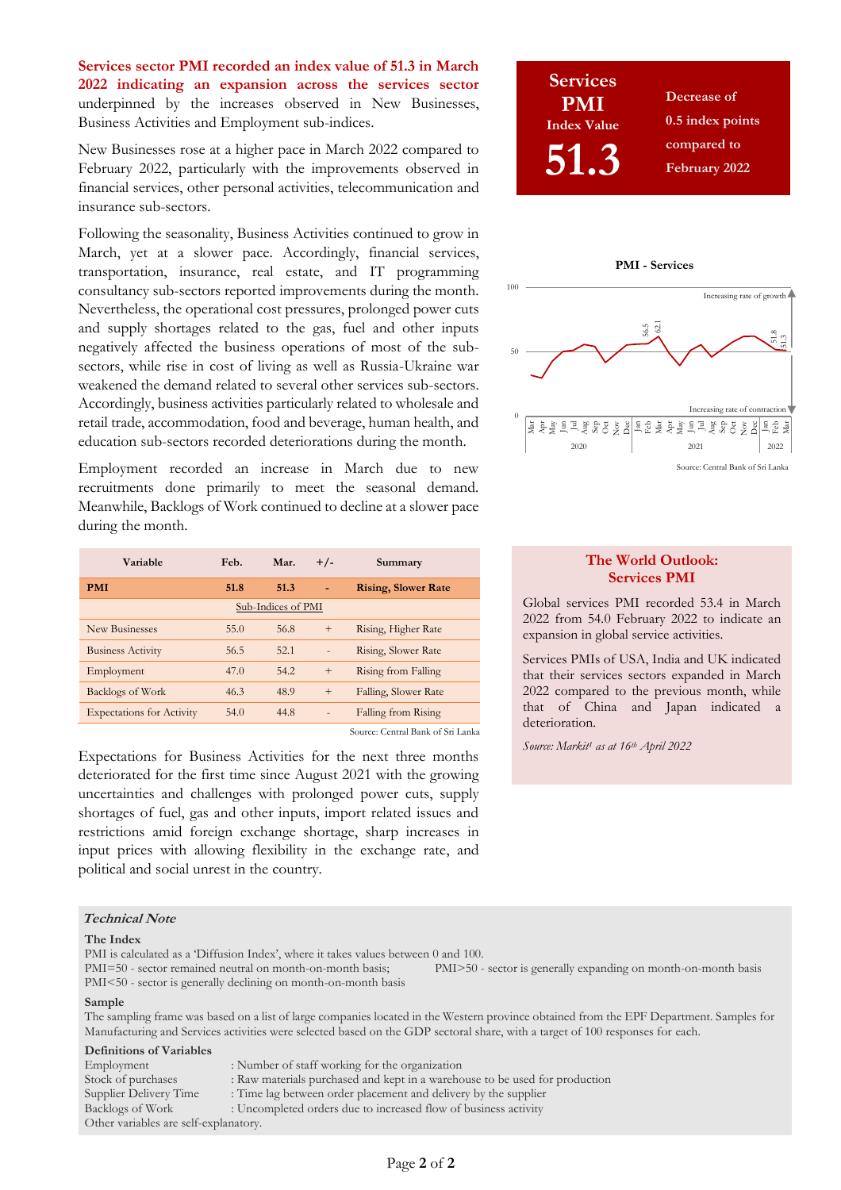**Services sector PMI recorded an index value of 51.3 in March 2022 indicating an expansion across the services sector** underpinned by the increases observed in New Businesses, Business Activities and Employment sub-indices.

New Businesses rose at a higher pace in March 2022 compared to February 2022, particularly with the improvements observed in financial services, other personal activities, telecommunication and insurance sub-sectors.

Following the seasonality, Business Activities continued to grow in March, yet at a slower pace. Accordingly, financial services, transportation, insurance, real estate, and IT programming consultancy sub-sectors reported improvements during the month. Nevertheless, the operational cost pressures, prolonged power cuts and supply shortages related to the gas, fuel and other inputs negatively affected the business operations of most of the sub-sectors, while rise in cost of living as well as Russia-Ukraine war weakened the demand related to several other services sub-sectors. Accordingly, business activities particularly related to wholesale and retail trade, accommodation, food and beverage, human health, and education sub-sectors recorded deteriorations during the month.

Employment recorded an increase in March due to new recruitments done primarily to meet the seasonal demand. Meanwhile, Backlogs of Work continued to decline at a slower pace during the month.

| Variable | Feb. | Mar. | +/- | Summary |
|---|---|---|---|---|
| **PMI** | **51.8** | **51.3** | **-** | **Rising, Slower Rate** |
| Sub-Indices of PMI | | | | |
| New Businesses | 55.0 | 56.8 | + | Rising, Higher Rate |
| Business Activity | 56.5 | 52.1 | - | Rising, Slower Rate |
| Employment | 47.0 | 54.2 | + | Rising from Falling |
| Backlogs of Work | 46.3 | 48.9 | + | Falling, Slower Rate |
| Expectations for Activity | 54.0 | 44.8 | - | Falling from Rising |

Source: Central Bank of Sri Lanka

Expectations for Business Activities for the next three months deteriorated for the first time since August 2021 with the growing uncertainties and challenges with prolonged power cuts, supply shortages of fuel, gas and other inputs, import related issues and restrictions amid foreign exchange shortage, sharp increases in input prices with allowing flexibility in the exchange rate, and political and social unrest in the country.

**Services PMI**
**Index Value**
**51.3**

**Decrease of 0.5 index points compared to February 2022**

**PMI - Services**

100
50
0
Increasing rate of growth
Increasing rate of contraction
56.5
62.1
51.8
51.3
Mar Apr May Jun Jul Aug Sep Oct Nov Dec Jan Feb Mar Apr May Jun Jul Aug Sep Oct Nov Dec Jan Feb Mar
2020
2021
2022

Source: Central Bank of Sri Lanka

## The World Outlook: Services PMI

Global services PMI recorded 53.4 in March 2022 from 54.0 February 2022 to indicate an expansion in global service activities.

Services PMIs of USA, India and UK indicated that their services sectors expanded in March 2022 compared to the previous month, while that of China and Japan indicated a deterioration.

*Source: Markit[1] as at 16th April 2022*

### *Technical Note*

**The Index**

PMI is calculated as a 'Diffusion Index', where it takes values between 0 and 100.

PMI=50 - sector remained neutral on month-on-month basis;

PMI>50 - sector is generally expanding on month-on-month basis

PMI<50 - sector is generally declining on month-on-month basis

**Sample**

The sampling frame was based on a list of large companies located in the Western province obtained from the EPF Department. Samples for Manufacturing and Services activities were selected based on the GDP sectoral share, with a target of 100 responses for each.

**Definitions of Variables**

Employment : Number of staff working for the organization
Stock of purchases : Raw materials purchased and kept in a warehouse to be used for production
Supplier Delivery Time : Time lag between order placement and delivery by the supplier
Backlogs of Work : Uncompleted orders due to increased flow of business activity
Other variables are self-explanatory.